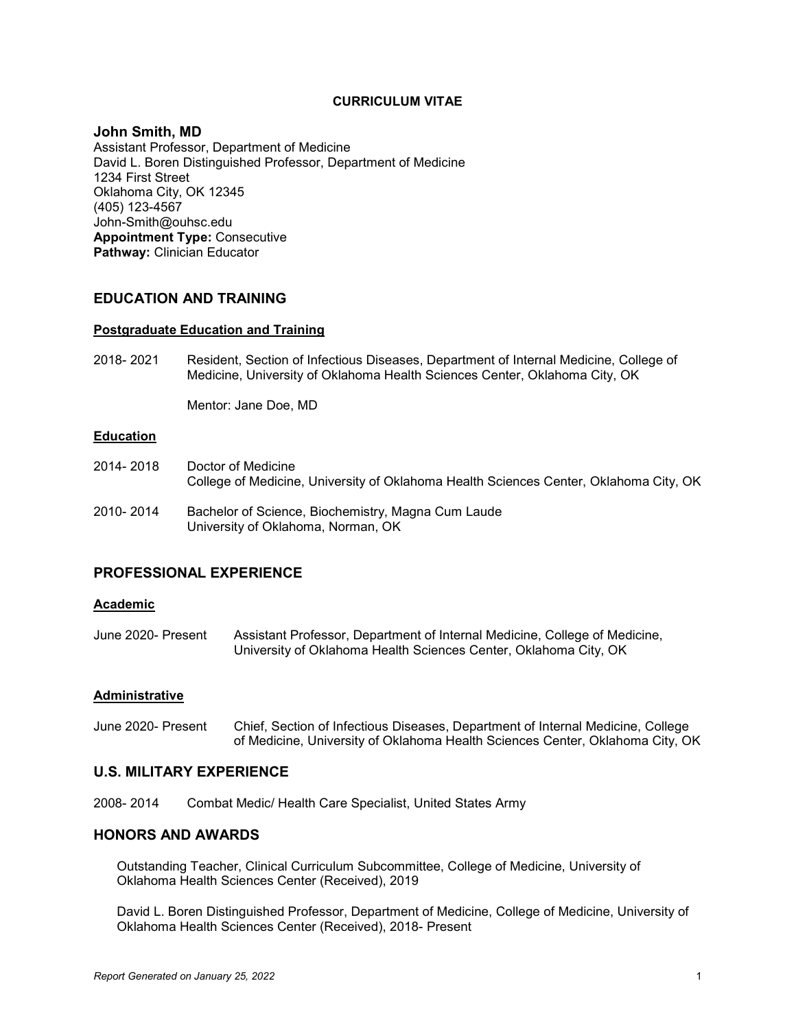**CURRICULUM VITAE**

**John Smith, MD**
Assistant Professor, Department of Medicine
David L. Boren Distinguished Professor, Department of Medicine
1234 First Street
Oklahoma City, OK 12345
(405) 123-4567
John-Smith@ouhsc.edu
**Appointment Type:** Consecutive
**Pathway:** Clinician Educator

## EDUCATION AND TRAINING

### Postgraduate Education and Training

2018- 2021 Resident, Section of Infectious Diseases, Department of Internal Medicine, College of Medicine, University of Oklahoma Health Sciences Center, Oklahoma City, OK

Mentor: Jane Doe, MD

### Education

2014- 2018 Doctor of Medicine
College of Medicine, University of Oklahoma Health Sciences Center, Oklahoma City, OK

2010- 2014 Bachelor of Science, Biochemistry, Magna Cum Laude
University of Oklahoma, Norman, OK

## PROFESSIONAL EXPERIENCE

### Academic

June 2020- Present Assistant Professor, Department of Internal Medicine, College of Medicine, University of Oklahoma Health Sciences Center, Oklahoma City, OK

### Administrative

June 2020- Present Chief, Section of Infectious Diseases, Department of Internal Medicine, College of Medicine, University of Oklahoma Health Sciences Center, Oklahoma City, OK

## U.S. MILITARY EXPERIENCE

2008- 2014 Combat Medic/ Health Care Specialist, United States Army

## HONORS AND AWARDS

Outstanding Teacher, Clinical Curriculum Subcommittee, College of Medicine, University of Oklahoma Health Sciences Center (Received), 2019

David L. Boren Distinguished Professor, Department of Medicine, College of Medicine, University of Oklahoma Health Sciences Center (Received), 2018- Present

*Report Generated on January 25, 2022*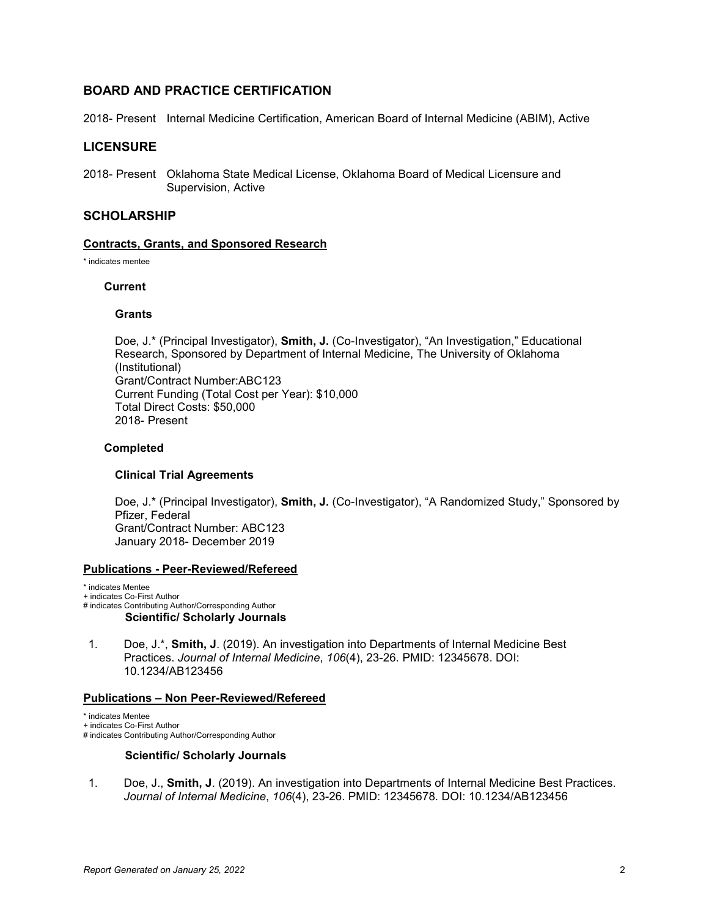## BOARD AND PRACTICE CERTIFICATION

2018- Present Internal Medicine Certification, American Board of Internal Medicine (ABIM), Active

## LICENSURE

2018- Present Oklahoma State Medical License, Oklahoma Board of Medical Licensure and Supervision, Active

## SCHOLARSHIP

### Contracts, Grants, and Sponsored Research

* indicates mentee

#### Current

##### Grants

Doe, J.* (Principal Investigator), **Smith, J.** (Co-Investigator), "An Investigation," Educational Research, Sponsored by Department of Internal Medicine, The University of Oklahoma (Institutional)
Grant/Contract Number:ABC123
Current Funding (Total Cost per Year): $10,000
Total Direct Costs: $50,000
2018- Present

#### Completed

##### Clinical Trial Agreements

Doe, J.* (Principal Investigator), **Smith, J.** (Co-Investigator), "A Randomized Study," Sponsored by Pfizer, Federal
Grant/Contract Number: ABC123
January 2018- December 2019

### Publications - Peer-Reviewed/Refereed

* indicates Mentee
+ indicates Co-First Author
# indicates Contributing Author/Corresponding Author

##### Scientific/ Scholarly Journals

1. Doe, J.*, **Smith, J**. (2019). An investigation into Departments of Internal Medicine Best Practices. *Journal of Internal Medicine*, *106*(4), 23-26. PMID: 12345678. DOI: 10.1234/AB123456

### Publications – Non Peer-Reviewed/Refereed

* indicates Mentee
+ indicates Co-First Author
# indicates Contributing Author/Corresponding Author

##### Scientific/ Scholarly Journals

1. Doe, J., **Smith, J**. (2019). An investigation into Departments of Internal Medicine Best Practices. *Journal of Internal Medicine*, *106*(4), 23-26. PMID: 12345678. DOI: 10.1234/AB123456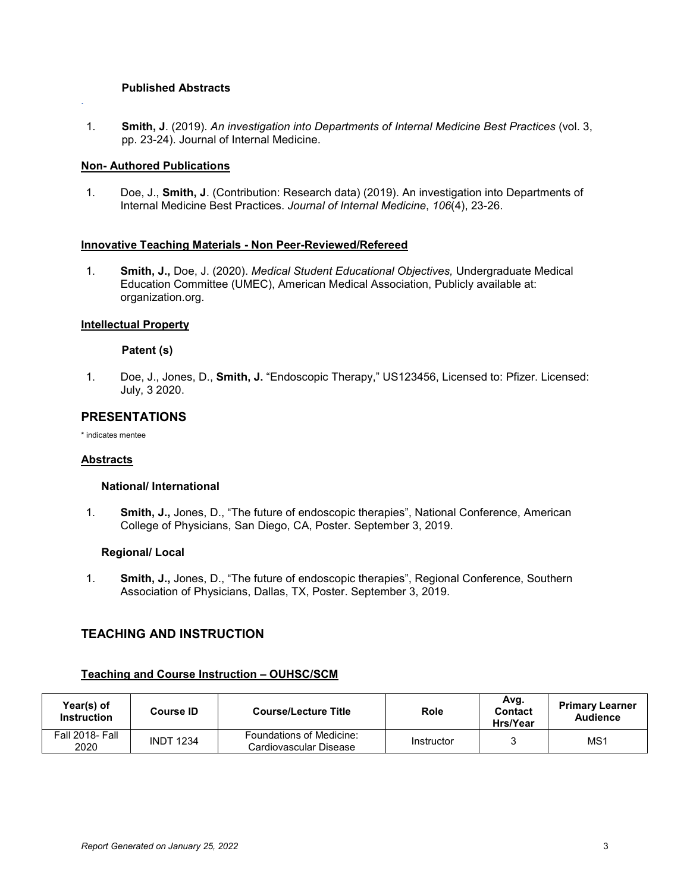#### Published Abstracts

1. **Smith, J**. (2019). *An investigation into Departments of Internal Medicine Best Practices* (vol. 3, pp. 23-24). Journal of Internal Medicine.

### Non- Authored Publications

1. Doe, J., **Smith, J**. (Contribution: Research data) (2019). An investigation into Departments of Internal Medicine Best Practices. *Journal of Internal Medicine*, *106*(4), 23-26.

### Innovative Teaching Materials - Non Peer-Reviewed/Refereed

1. **Smith, J.,** Doe, J. (2020). *Medical Student Educational Objectives,* Undergraduate Medical Education Committee (UMEC), American Medical Association, Publicly available at: organization.org.

### Intellectual Property

#### Patent (s)

1. Doe, J., Jones, D., **Smith, J.** "Endoscopic Therapy," US123456, Licensed to: Pfizer. Licensed: July, 3 2020.

## PRESENTATIONS

\* indicates mentee

### Abstracts

#### National/ International

1. **Smith, J.,** Jones, D., "The future of endoscopic therapies", National Conference, American College of Physicians, San Diego, CA, Poster. September 3, 2019.

#### Regional/ Local

1. **Smith, J.,** Jones, D., "The future of endoscopic therapies", Regional Conference, Southern Association of Physicians, Dallas, TX, Poster. September 3, 2019.

## TEACHING AND INSTRUCTION

### Teaching and Course Instruction – OUHSC/SCM

| Year(s) of Instruction | Course ID | Course/Lecture Title | Role | Avg. Contact Hrs/Year | Primary Learner Audience |
|---|---|---|---|---|---|
| Fall 2018- Fall 2020 | INDT 1234 | Foundations of Medicine: Cardiovascular Disease | Instructor | 3 | MS1 |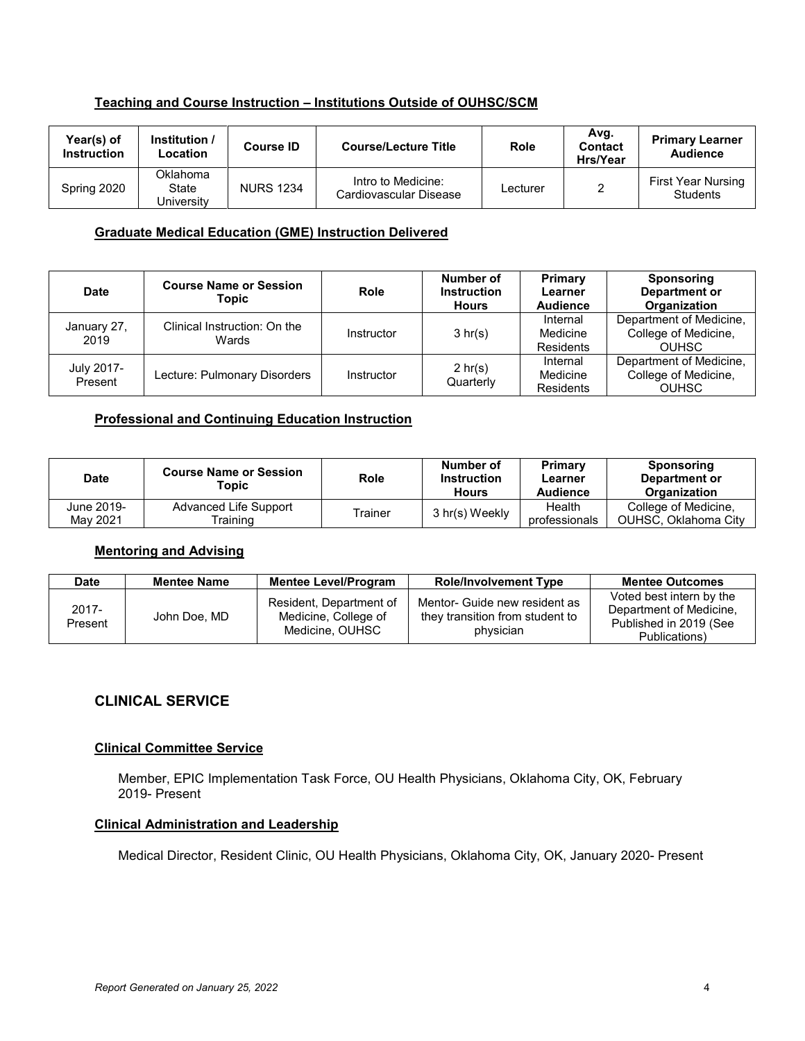### Teaching and Course Instruction – Institutions Outside of OUHSC/SCM

| Year(s) of Instruction | Institution / Location | Course ID | Course/Lecture Title | Role | Avg. Contact Hrs/Year | Primary Learner Audience |
|---|---|---|---|---|---|---|
| Spring 2020 | Oklahoma State University | NURS 1234 | Intro to Medicine: Cardiovascular Disease | Lecturer | 2 | First Year Nursing Students |

### Graduate Medical Education (GME) Instruction Delivered

| Date | Course Name or Session Topic | Role | Number of Instruction Hours | Primary Learner Audience | Sponsoring Department or Organization |
|---|---|---|---|---|---|
| January 27, 2019 | Clinical Instruction: On the Wards | Instructor | 3 hr(s) | Internal Medicine Residents | Department of Medicine, College of Medicine, OUHSC |
| July 2017-Present | Lecture: Pulmonary Disorders | Instructor | 2 hr(s) Quarterly | Internal Medicine Residents | Department of Medicine, College of Medicine, OUHSC |

### Professional and Continuing Education Instruction

| Date | Course Name or Session Topic | Role | Number of Instruction Hours | Primary Learner Audience | Sponsoring Department or Organization |
|---|---|---|---|---|---|
| June 2019-May 2021 | Advanced Life Support Training | Trainer | 3 hr(s) Weekly | Health professionals | College of Medicine, OUHSC, Oklahoma City |

### Mentoring and Advising

| Date | Mentee Name | Mentee Level/Program | Role/Involvement Type | Mentee Outcomes |
|---|---|---|---|---|
| 2017-Present | John Doe, MD | Resident, Department of Medicine, College of Medicine, OUHSC | Mentor- Guide new resident as they transition from student to physician | Voted best intern by the Department of Medicine, Published in 2019 (See Publications) |

## CLINICAL SERVICE

### Clinical Committee Service

Member, EPIC Implementation Task Force, OU Health Physicians, Oklahoma City, OK, February 2019- Present

### Clinical Administration and Leadership

Medical Director, Resident Clinic, OU Health Physicians, Oklahoma City, OK, January 2020- Present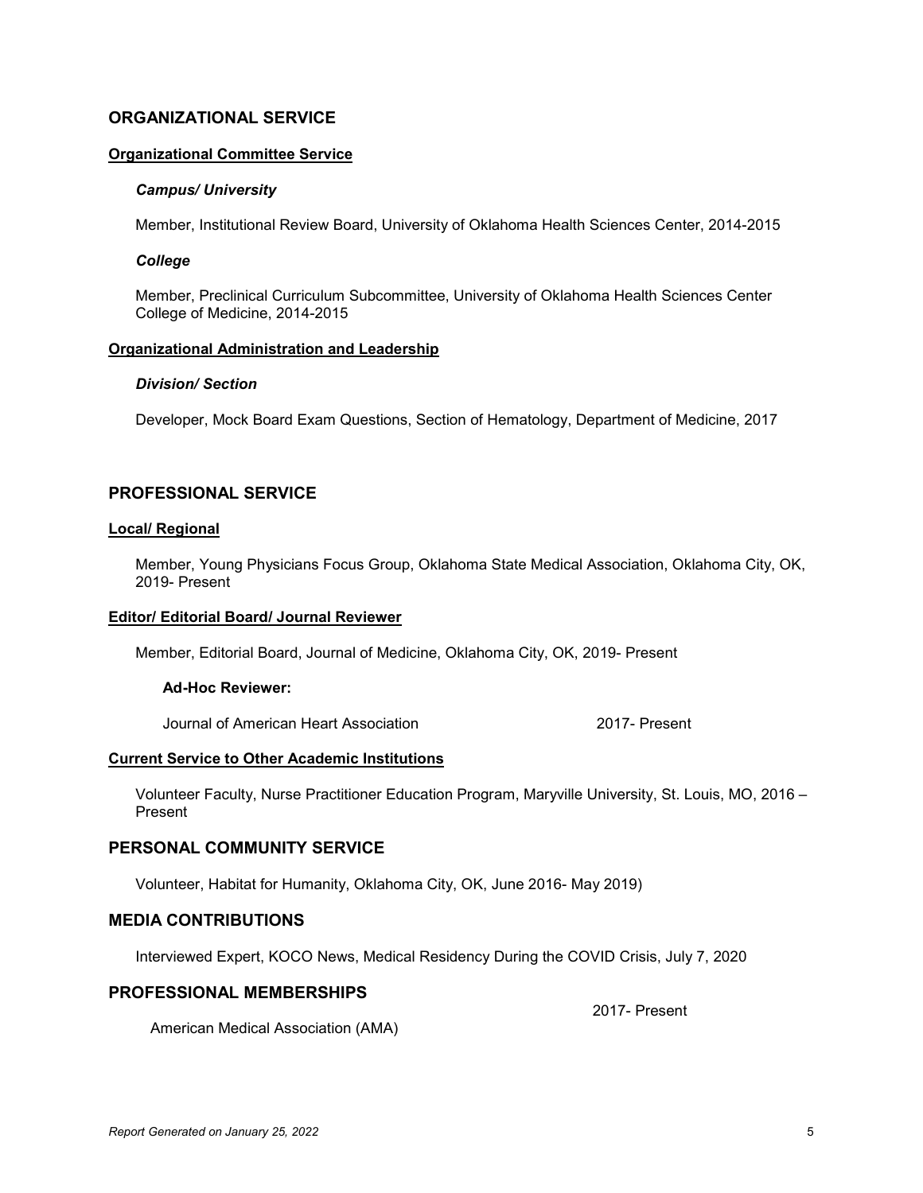## ORGANIZATIONAL SERVICE

### Organizational Committee Service

#### *Campus/ University*

Member, Institutional Review Board, University of Oklahoma Health Sciences Center, 2014-2015

#### *College*

Member, Preclinical Curriculum Subcommittee, University of Oklahoma Health Sciences Center College of Medicine, 2014-2015

### Organizational Administration and Leadership

#### *Division/ Section*

Developer, Mock Board Exam Questions, Section of Hematology, Department of Medicine, 2017

## PROFESSIONAL SERVICE

### Local/ Regional

Member, Young Physicians Focus Group, Oklahoma State Medical Association, Oklahoma City, OK, 2019- Present

### Editor/ Editorial Board/ Journal Reviewer

Member, Editorial Board, Journal of Medicine, Oklahoma City, OK, 2019- Present

**Ad-Hoc Reviewer:**

Journal of American Heart Association 2017- Present

### Current Service to Other Academic Institutions

Volunteer Faculty, Nurse Practitioner Education Program, Maryville University, St. Louis, MO, 2016 – Present

## PERSONAL COMMUNITY SERVICE

Volunteer, Habitat for Humanity, Oklahoma City, OK, June 2016- May 2019)

## MEDIA CONTRIBUTIONS

Interviewed Expert, KOCO News, Medical Residency During the COVID Crisis, July 7, 2020

## PROFESSIONAL MEMBERSHIPS

American Medical Association (AMA) 2017- Present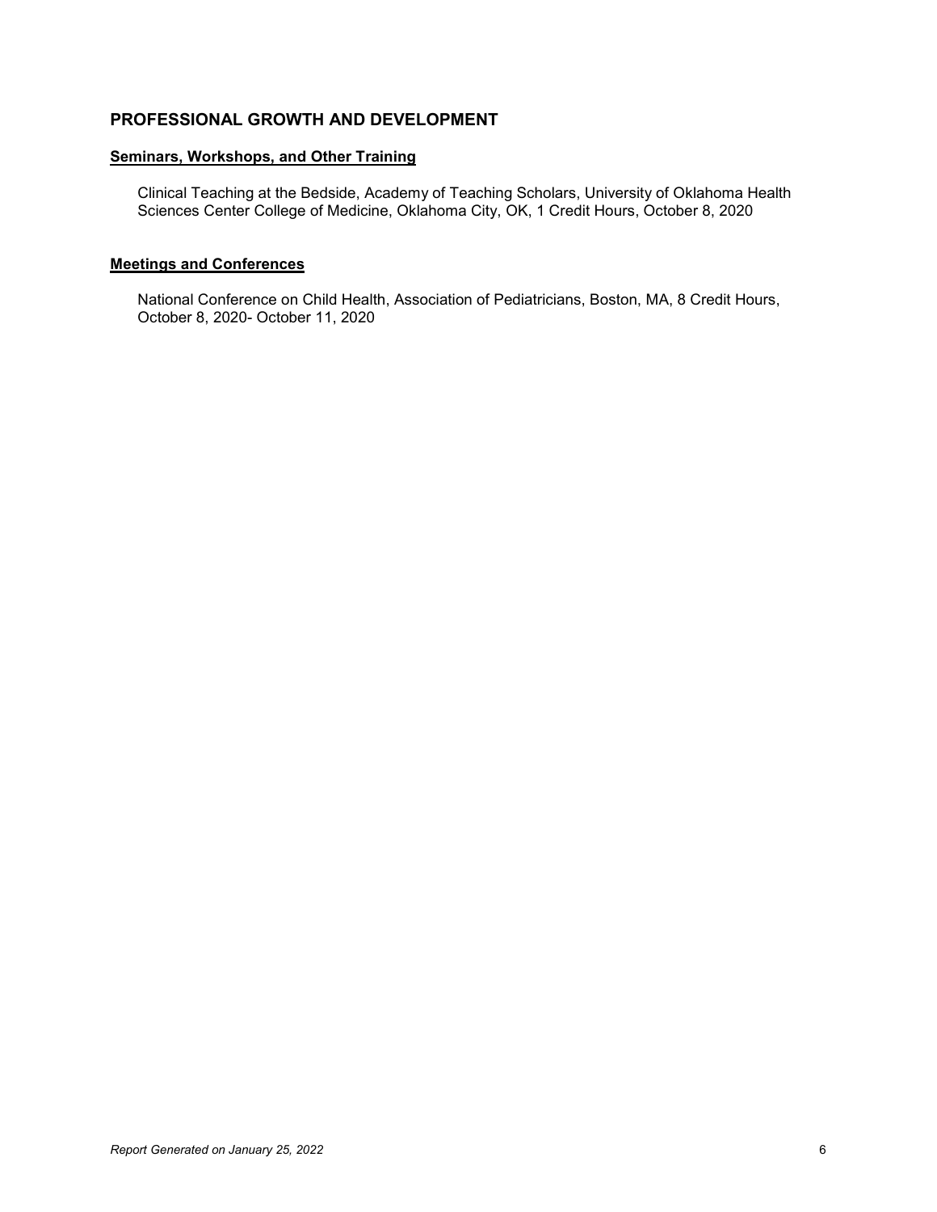## PROFESSIONAL GROWTH AND DEVELOPMENT

### Seminars, Workshops, and Other Training

Clinical Teaching at the Bedside, Academy of Teaching Scholars, University of Oklahoma Health Sciences Center College of Medicine, Oklahoma City, OK, 1 Credit Hours, October 8, 2020

### Meetings and Conferences

National Conference on Child Health, Association of Pediatricians, Boston, MA, 8 Credit Hours, October 8, 2020- October 11, 2020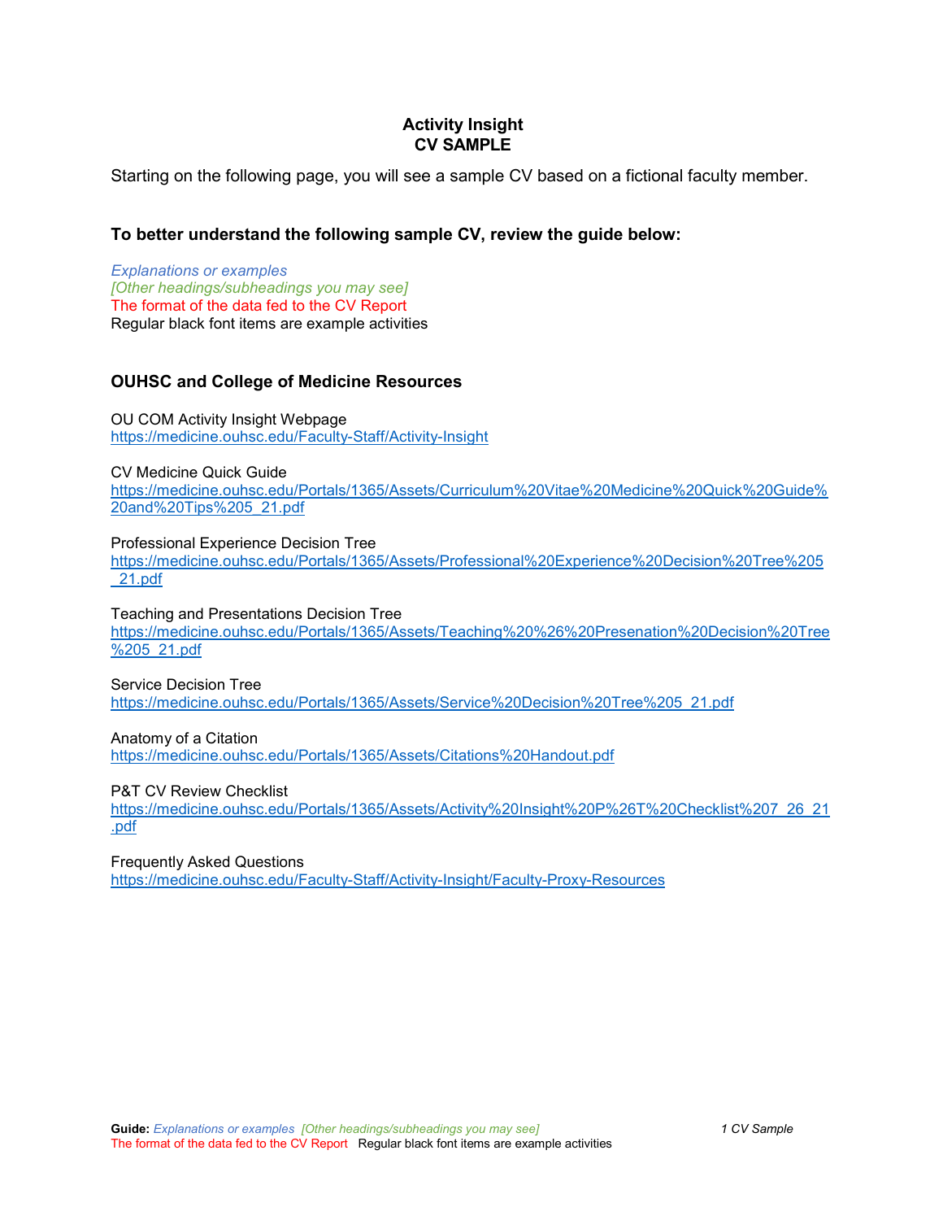**Activity Insight**
**CV SAMPLE**

Starting on the following page, you will see a sample CV based on a fictional faculty member.

### To better understand the following sample CV, review the guide below:

*Explanations or examples*
*[Other headings/subheadings you may see]*
The format of the data fed to the CV Report
Regular black font items are example activities

### OUHSC and College of Medicine Resources

OU COM Activity Insight Webpage
https://medicine.ouhsc.edu/Faculty-Staff/Activity-Insight

CV Medicine Quick Guide
https://medicine.ouhsc.edu/Portals/1365/Assets/Curriculum%20Vitae%20Medicine%20Quick%20Guide%20and%20Tips%205_21.pdf

Professional Experience Decision Tree
https://medicine.ouhsc.edu/Portals/1365/Assets/Professional%20Experience%20Decision%20Tree%205_21.pdf

Teaching and Presentations Decision Tree
https://medicine.ouhsc.edu/Portals/1365/Assets/Teaching%20%26%20Presenation%20Decision%20Tree%205_21.pdf

Service Decision Tree
https://medicine.ouhsc.edu/Portals/1365/Assets/Service%20Decision%20Tree%205_21.pdf

Anatomy of a Citation
https://medicine.ouhsc.edu/Portals/1365/Assets/Citations%20Handout.pdf

P&T CV Review Checklist
https://medicine.ouhsc.edu/Portals/1365/Assets/Activity%20Insight%20P%26T%20Checklist%207_26_21.pdf

Frequently Asked Questions
https://medicine.ouhsc.edu/Faculty-Staff/Activity-Insight/Faculty-Proxy-Resources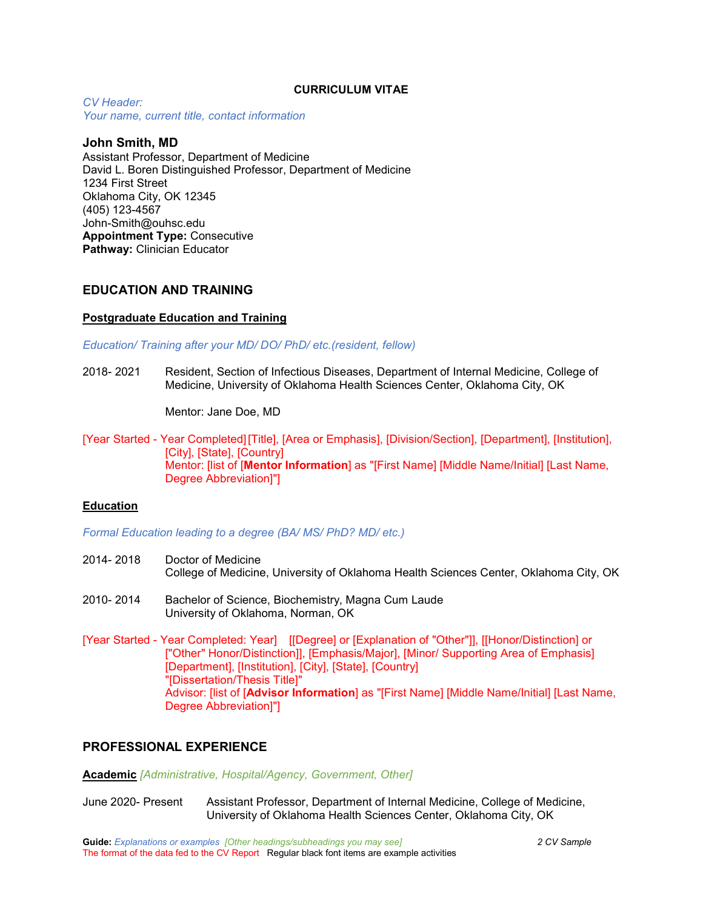**CURRICULUM VITAE**

*CV Header:*
*Your name, current title, contact information*

**John Smith, MD**
Assistant Professor, Department of Medicine
David L. Boren Distinguished Professor, Department of Medicine
1234 First Street
Oklahoma City, OK 12345
(405) 123-4567
John-Smith@ouhsc.edu
**Appointment Type:** Consecutive
**Pathway:** Clinician Educator

## EDUCATION AND TRAINING

### Postgraduate Education and Training

*Education/ Training after your MD/ DO/ PhD/ etc.(resident, fellow)*

2018- 2021 Resident, Section of Infectious Diseases, Department of Internal Medicine, College of Medicine, University of Oklahoma Health Sciences Center, Oklahoma City, OK

Mentor: Jane Doe, MD

[Year Started - Year Completed] [Title], [Area or Emphasis], [Division/Section], [Department], [Institution], [City], [State], [Country]
Mentor: [list of [**Mentor Information**] as "[First Name] [Middle Name/Initial] [Last Name, Degree Abbreviation]"]

### Education

*Formal Education leading to a degree (BA/ MS/ PhD? MD/ etc.)*

2014- 2018 Doctor of Medicine
College of Medicine, University of Oklahoma Health Sciences Center, Oklahoma City, OK

2010- 2014 Bachelor of Science, Biochemistry, Magna Cum Laude
University of Oklahoma, Norman, OK

[Year Started - Year Completed: Year] [[Degree] or [Explanation of "Other"]], [[Honor/Distinction] or ["Other" Honor/Distinction]], [Emphasis/Major], [Minor/ Supporting Area of Emphasis] [Department], [Institution], [City], [State], [Country]
"[Dissertation/Thesis Title]"
Advisor: [list of [**Advisor Information**] as "[First Name] [Middle Name/Initial] [Last Name, Degree Abbreviation]"]

## PROFESSIONAL EXPERIENCE

**Academic** *[Administrative, Hospital/Agency, Government, Other]*

June 2020- Present Assistant Professor, Department of Internal Medicine, College of Medicine, University of Oklahoma Health Sciences Center, Oklahoma City, OK

**Guide:** *Explanations or examples* *[Other headings/subheadings you may see]*
The format of the data fed to the CV Report Regular black font items are example activities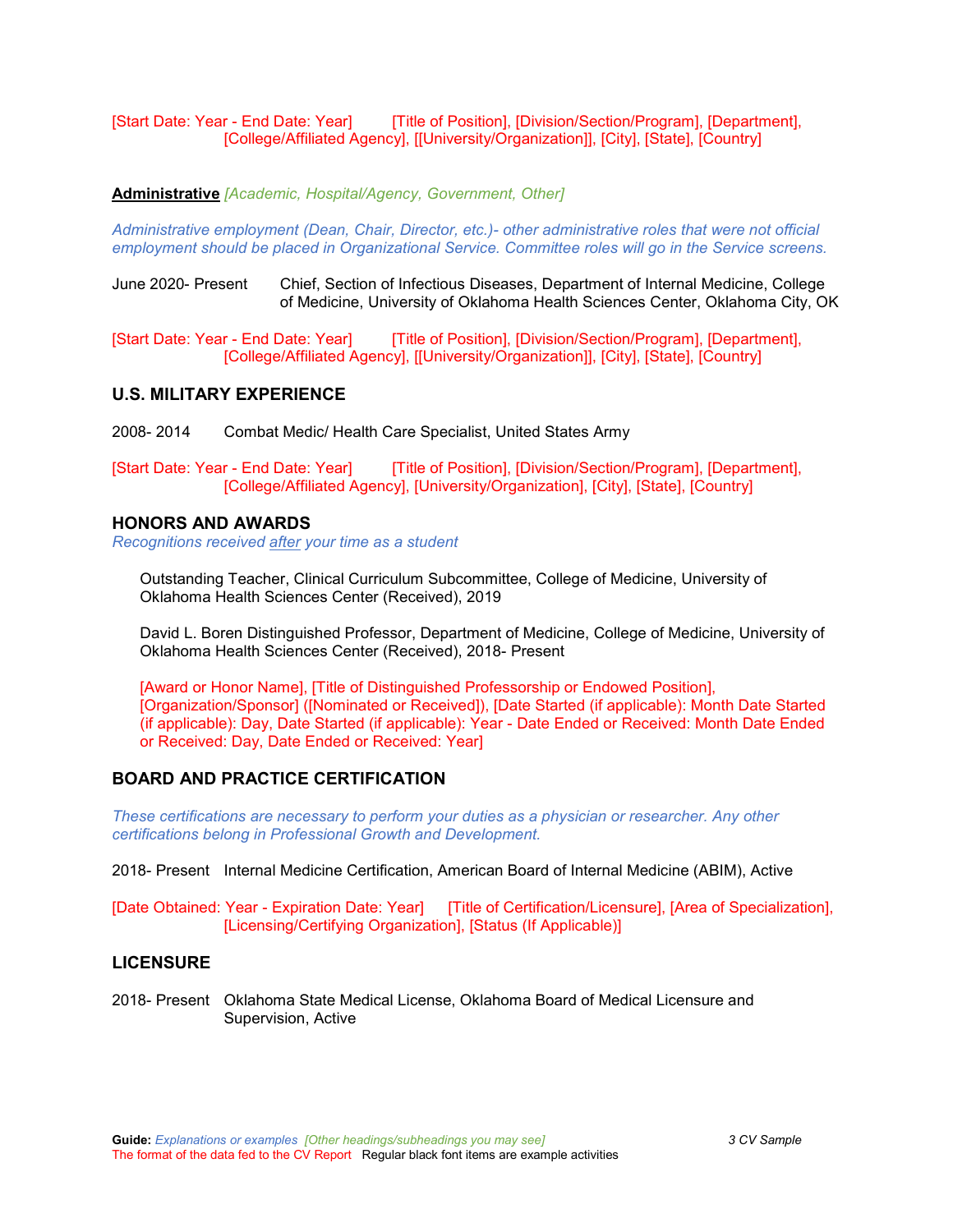[Start Date: Year - End Date: Year] [Title of Position], [Division/Section/Program], [Department], [College/Affiliated Agency], [[University/Organization]], [City], [State], [Country]

**Administrative** *[Academic, Hospital/Agency, Government, Other]*

*Administrative employment (Dean, Chair, Director, etc.)- other administrative roles that were not official employment should be placed in Organizational Service. Committee roles will go in the Service screens.*

June 2020- Present Chief, Section of Infectious Diseases, Department of Internal Medicine, College of Medicine, University of Oklahoma Health Sciences Center, Oklahoma City, OK

[Start Date: Year - End Date: Year] [Title of Position], [Division/Section/Program], [Department], [College/Affiliated Agency], [[University/Organization]], [City], [State], [Country]

## U.S. MILITARY EXPERIENCE

2008- 2014 Combat Medic/ Health Care Specialist, United States Army

[Start Date: Year - End Date: Year] [Title of Position], [Division/Section/Program], [Department], [College/Affiliated Agency], [University/Organization], [City], [State], [Country]

## HONORS AND AWARDS

*Recognitions received after your time as a student*

Outstanding Teacher, Clinical Curriculum Subcommittee, College of Medicine, University of Oklahoma Health Sciences Center (Received), 2019

David L. Boren Distinguished Professor, Department of Medicine, College of Medicine, University of Oklahoma Health Sciences Center (Received), 2018- Present

[Award or Honor Name], [Title of Distinguished Professorship or Endowed Position], [Organization/Sponsor] ([Nominated or Received]), [Date Started (if applicable): Month Date Started (if applicable): Day, Date Started (if applicable): Year - Date Ended or Received: Month Date Ended or Received: Day, Date Ended or Received: Year]

## BOARD AND PRACTICE CERTIFICATION

*These certifications are necessary to perform your duties as a physician or researcher. Any other certifications belong in Professional Growth and Development.*

2018- Present Internal Medicine Certification, American Board of Internal Medicine (ABIM), Active

[Date Obtained: Year - Expiration Date: Year] [Title of Certification/Licensure], [Area of Specialization], [Licensing/Certifying Organization], [Status (If Applicable)]

## LICENSURE

2018- Present Oklahoma State Medical License, Oklahoma Board of Medical Licensure and Supervision, Active

**Guide:** *Explanations or examples* *[Other headings/subheadings you may see]*
The format of the data fed to the CV Report Regular black font items are example activities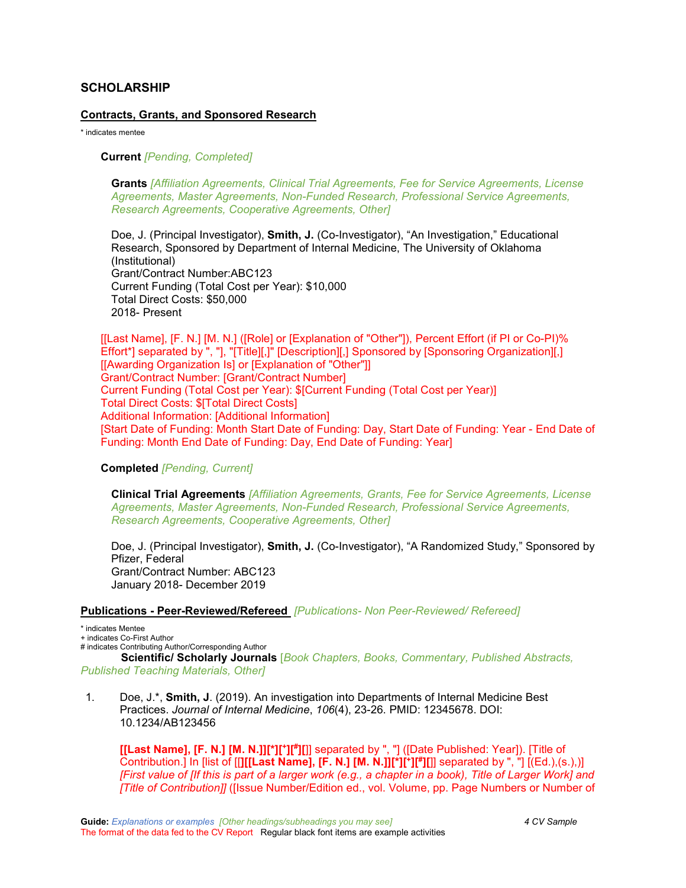## SCHOLARSHIP

### Contracts, Grants, and Sponsored Research

* indicates mentee

**Current** *[Pending, Completed]*

**Grants** *[Affiliation Agreements, Clinical Trial Agreements, Fee for Service Agreements, License Agreements, Master Agreements, Non-Funded Research, Professional Service Agreements, Research Agreements, Cooperative Agreements, Other]*

Doe, J. (Principal Investigator), **Smith, J.** (Co-Investigator), "An Investigation," Educational Research, Sponsored by Department of Internal Medicine, The University of Oklahoma (Institutional)
Grant/Contract Number:ABC123
Current Funding (Total Cost per Year): $10,000
Total Direct Costs: $50,000
2018- Present

[[Last Name], [F. N.] [M. N.] ([Role] or [Explanation of "Other"]), Percent Effort (if PI or Co-PI)% Effort*] separated by ", "], "[Title][,]" [Description][,] Sponsored by [Sponsoring Organization][,] [[Awarding Organization Is] or [Explanation of "Other"]]
Grant/Contract Number: [Grant/Contract Number]
Current Funding (Total Cost per Year): $[Current Funding (Total Cost per Year)]
Total Direct Costs: $[Total Direct Costs]
Additional Information: [Additional Information]
[Start Date of Funding: Month Start Date of Funding: Day, Start Date of Funding: Year - End Date of Funding: Month End Date of Funding: Day, End Date of Funding: Year]

**Completed** *[Pending, Current]*

**Clinical Trial Agreements** *[Affiliation Agreements, Grants, Fee for Service Agreements, License Agreements, Master Agreements, Non-Funded Research, Professional Service Agreements, Research Agreements, Cooperative Agreements, Other]*

Doe, J. (Principal Investigator), **Smith, J.** (Co-Investigator), "A Randomized Study," Sponsored by Pfizer, Federal
Grant/Contract Number: ABC123
January 2018- December 2019

### Publications - Peer-Reviewed/Refereed *[Publications- Non Peer-Reviewed/ Refereed]*

* indicates Mentee
+ indicates Co-First Author
# indicates Contributing Author/Corresponding Author

**Scientific/ Scholarly Journals** [*Book Chapters, Books, Commentary, Published Abstracts, Published Teaching Materials, Other]*

1. Doe, J.*, **Smith, J**. (2019). An investigation into Departments of Internal Medicine Best Practices. *Journal of Internal Medicine*, *106*(4), 23-26. PMID: 12345678. DOI: 10.1234/AB123456

   **[[Last Name], [F. N.] [M. N.]][*][+][#][**]] separated by ", "] ([Date Published: Year]). [Title of Contribution.] In [list of [[**][[Last Name], [F. N.] [M. N.]][*][+][#][**]] separated by ", "] [(Ed.),(s.),)] *[First value of [If this is part of a larger work (e.g., a chapter in a book), Title of Larger Work] and [Title of Contribution]]* ([Issue Number/Edition ed., vol. Volume, pp. Page Numbers or Number of

**Guide:** *Explanations or examples* *[Other headings/subheadings you may see]*
The format of the data fed to the CV Report Regular black font items are example activities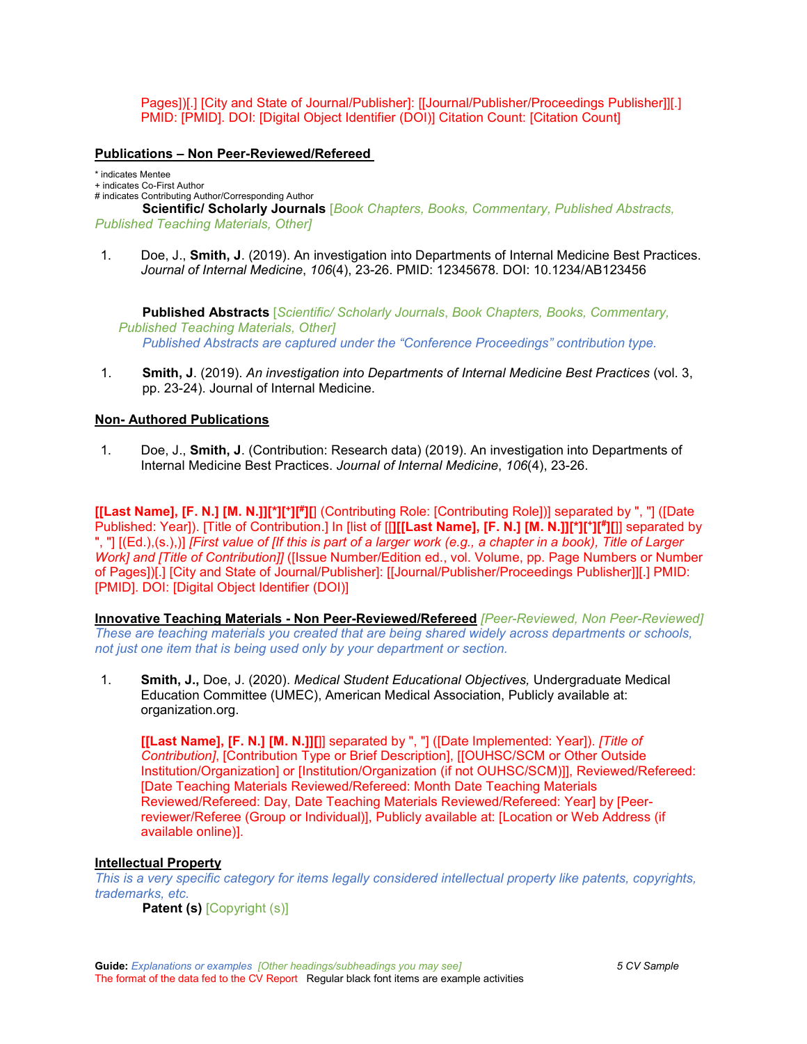Pages])[.] [City and State of Journal/Publisher]: [[Journal/Publisher/Proceedings Publisher]][.] PMID: [PMID]. DOI: [Digital Object Identifier (DOI)] Citation Count: [Citation Count]

## Publications – Non Peer-Reviewed/Refereed

\* indicates Mentee
\+ indicates Co-First Author
\# indicates Contributing Author/Corresponding Author

**Scientific/ Scholarly Journals** *[Book Chapters, Books, Commentary, Published Abstracts, Published Teaching Materials, Other]*

1. Doe, J., **Smith, J**. (2019). An investigation into Departments of Internal Medicine Best Practices. *Journal of Internal Medicine*, *106*(4), 23-26. PMID: 12345678. DOI: 10.1234/AB123456

**Published Abstracts** *[Scientific/ Scholarly Journals, Book Chapters, Books, Commentary, Published Teaching Materials, Other]*

*Published Abstracts are captured under the "Conference Proceedings" contribution type.*

1. **Smith, J**. (2019). *An investigation into Departments of Internal Medicine Best Practices* (vol. 3, pp. 23-24). Journal of Internal Medicine.

## Non- Authored Publications

1. Doe, J., **Smith, J**. (Contribution: Research data) (2019). An investigation into Departments of Internal Medicine Best Practices. *Journal of Internal Medicine*, *106*(4), 23-26.

**[[Last Name], [F. N.] [M. N.]][*][+][#][** (Contributing Role: [Contributing Role])] separated by ", "] ([Date Published: Year]). [Title of Contribution.] In [list of [[**[[Last Name], [F. N.] [M. N.]][*][+][#][**]] separated by ", "] [(Ed.),(s.),)] *[First value of [If this is part of a larger work (e.g., a chapter in a book), Title of Larger Work] and [Title of Contribution]]* ([Issue Number/Edition ed., vol. Volume, pp. Page Numbers or Number of Pages])[.] [City and State of Journal/Publisher]: [[Journal/Publisher/Proceedings Publisher]][.] PMID: [PMID]. DOI: [Digital Object Identifier (DOI)]

## Innovative Teaching Materials - Non Peer-Reviewed/Refereed *[Peer-Reviewed, Non Peer-Reviewed]*

*These are teaching materials you created that are being shared widely across departments or schools, not just one item that is being used only by your department or section.*

1. **Smith, J.,** Doe, J. (2020). *Medical Student Educational Objectives,* Undergraduate Medical Education Committee (UMEC), American Medical Association, Publicly available at: organization.org.

   **[[Last Name], [F. N.] [M. N.]][**]] separated by ", "] ([Date Implemented: Year]). *[Title of Contribution]*, [Contribution Type or Brief Description], [[OUHSC/SCM or Other Outside Institution/Organization] or [Institution/Organization (if not OUHSC/SCM)]], Reviewed/Refereed: [Date Teaching Materials Reviewed/Refereed: Month Date Teaching Materials Reviewed/Refereed: Day, Date Teaching Materials Reviewed/Refereed: Year] by [Peer-reviewer/Referee (Group or Individual)], Publicly available at: [Location or Web Address (if available online)].

## Intellectual Property

*This is a very specific category for items legally considered intellectual property like patents, copyrights, trademarks, etc.*

**Patent (s)** [Copyright (s)]

**Guide:** *Explanations or examples* *[Other headings/subheadings you may see]*
The format of the data fed to the CV Report   Regular black font items are example activities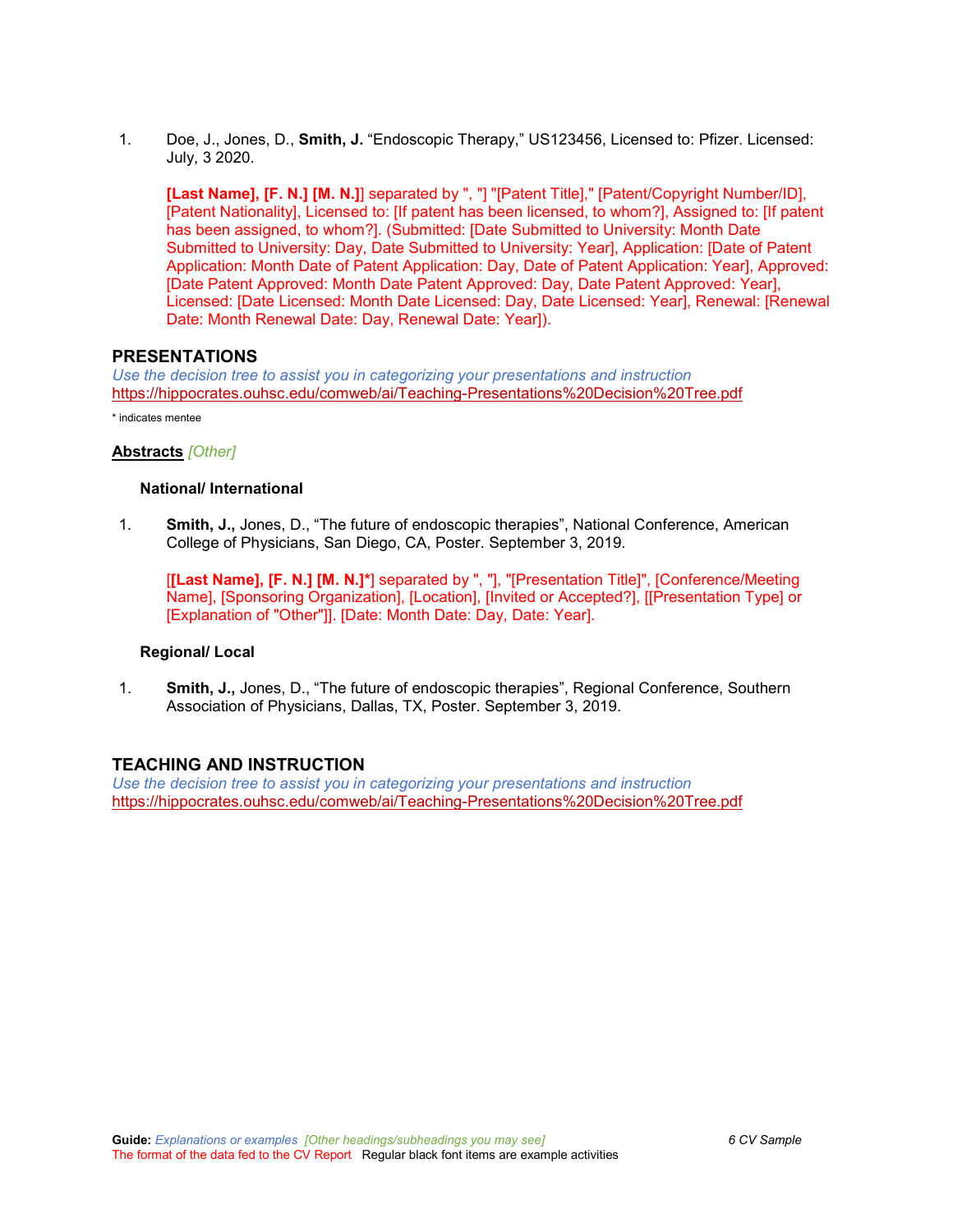1. Doe, J., Jones, D., **Smith, J.** “Endoscopic Therapy,” US123456, Licensed to: Pfizer. Licensed: July, 3 2020.

   **[Last Name], [F. N.] [M. N.]**] separated by ", "] "[Patent Title]," [Patent/Copyright Number/ID], [Patent Nationality], Licensed to: [If patent has been licensed, to whom?], Assigned to: [If patent has been assigned, to whom?]. (Submitted: [Date Submitted to University: Month Date Submitted to University: Day, Date Submitted to University: Year], Application: [Date of Patent Application: Month Date of Patent Application: Day, Date of Patent Application: Year], Approved: [Date Patent Approved: Month Date Patent Approved: Day, Date Patent Approved: Year], Licensed: [Date Licensed: Month Date Licensed: Day, Date Licensed: Year], Renewal: [Renewal Date: Month Renewal Date: Day, Renewal Date: Year]).

## PRESENTATIONS

*Use the decision tree to assist you in categorizing your presentations and instruction*
https://hippocrates.ouhsc.edu/comweb/ai/Teaching-Presentations%20Decision%20Tree.pdf

* indicates mentee

### Abstracts *[Other]*

#### National/ International

1. **Smith, J.,** Jones, D., “The future of endoscopic therapies”, National Conference, American College of Physicians, San Diego, CA, Poster. September 3, 2019.

   [**[Last Name], [F. N.] [M. N.]***] separated by ", "], "[Presentation Title]", [Conference/Meeting Name], [Sponsoring Organization], [Location], [Invited or Accepted?], [[Presentation Type] or [Explanation of "Other"]]. [Date: Month Date: Day, Date: Year].

#### Regional/ Local

1. **Smith, J.,** Jones, D., “The future of endoscopic therapies”, Regional Conference, Southern Association of Physicians, Dallas, TX, Poster. September 3, 2019.

## TEACHING AND INSTRUCTION

*Use the decision tree to assist you in categorizing your presentations and instruction*
https://hippocrates.ouhsc.edu/comweb/ai/Teaching-Presentations%20Decision%20Tree.pdf

**Guide:** *Explanations or examples* *[Other headings/subheadings you may see]*
The format of the data fed to the CV Report Regular black font items are example activities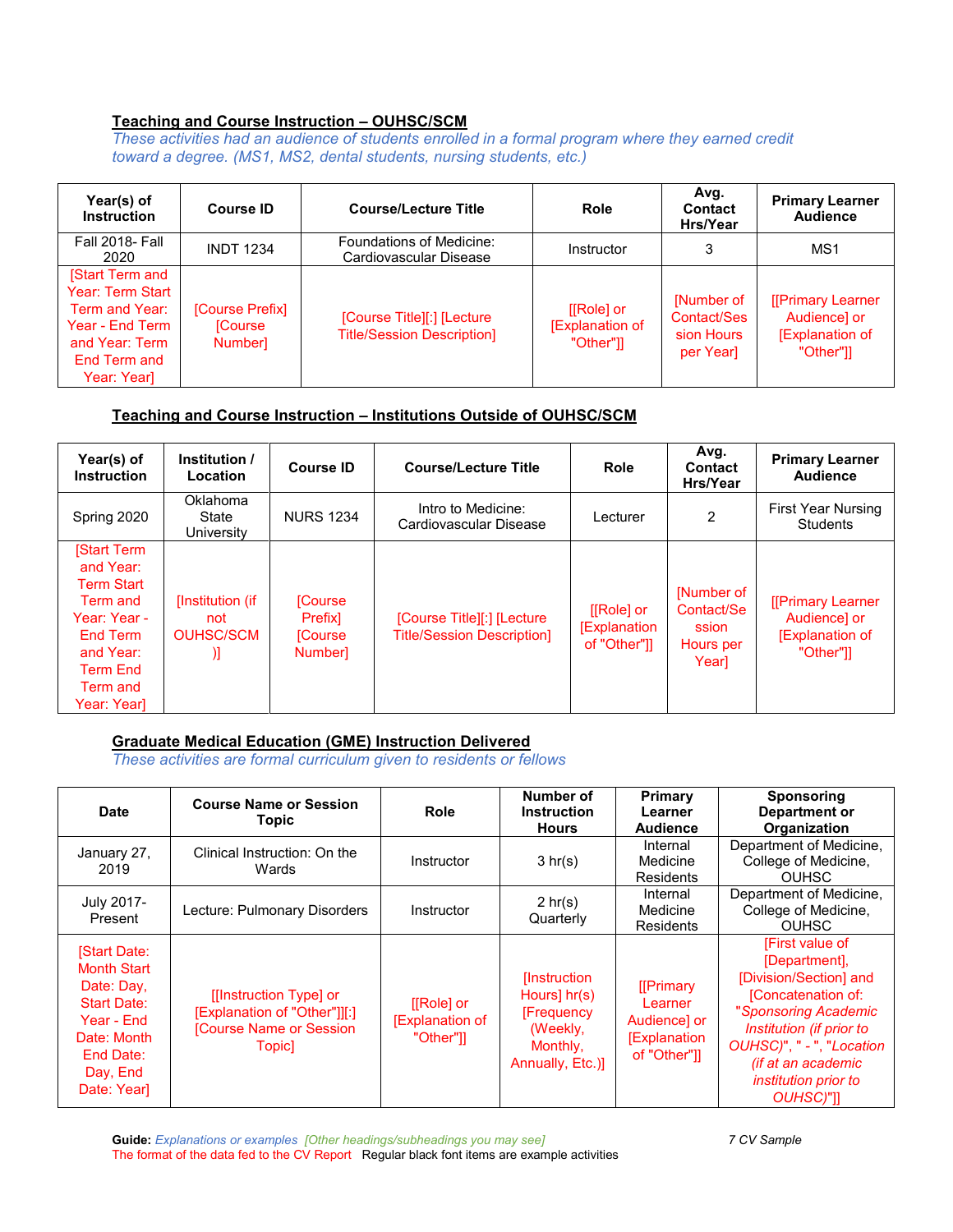**Teaching and Course Instruction – OUHSC/SCM**

*These activities had an audience of students enrolled in a formal program where they earned credit toward a degree. (MS1, MS2, dental students, nursing students, etc.)*

| Year(s) of Instruction | Course ID | Course/Lecture Title | Role | Avg. Contact Hrs/Year | Primary Learner Audience |
|---|---|---|---|---|---|
| Fall 2018- Fall 2020 | INDT 1234 | Foundations of Medicine: Cardiovascular Disease | Instructor | 3 | MS1 |
| [Start Term and Year: Term Start Term and Year: Year - End Term and Year: Term End Term and Year: Year] | [Course Prefix] [Course Number] | [Course Title][:] [Lecture Title/Session Description] | [[Role] or [Explanation of "Other"]] | [Number of Contact/Session Hours per Year] | [[Primary Learner Audience] or [Explanation of "Other"]] |

**Teaching and Course Instruction – Institutions Outside of OUHSC/SCM**

| Year(s) of Instruction | Institution / Location | Course ID | Course/Lecture Title | Role | Avg. Contact Hrs/Year | Primary Learner Audience |
|---|---|---|---|---|---|---|
| Spring 2020 | Oklahoma State University | NURS 1234 | Intro to Medicine: Cardiovascular Disease | Lecturer | 2 | First Year Nursing Students |
| [Start Term and Year: Term Start Term and Year: Year - End Term and Year: Term End Term and Year: Year] | [Institution (if not OUHSC/SCM)] | [Course Prefix] [Course Number] | [Course Title][:] [Lecture Title/Session Description] | [[Role] or [Explanation of "Other"]] | [Number of Contact/Session Hours per Year] | [[Primary Learner Audience] or [Explanation of "Other"]] |

**Graduate Medical Education (GME) Instruction Delivered**

*These activities are formal curriculum given to residents or fellows*

| Date | Course Name or Session Topic | Role | Number of Instruction Hours | Primary Learner Audience | Sponsoring Department or Organization |
|---|---|---|---|---|---|
| January 27, 2019 | Clinical Instruction: On the Wards | Instructor | 3 hr(s) | Internal Medicine Residents | Department of Medicine, College of Medicine, OUHSC |
| July 2017- Present | Lecture: Pulmonary Disorders | Instructor | 2 hr(s) Quarterly | Internal Medicine Residents | Department of Medicine, College of Medicine, OUHSC |
| [Start Date: Month Start Date: Day, Start Date: Year - End Date: Month End Date: Day, End Date: Year] | [[Instruction Type] or [Explanation of "Other"]][:] [Course Name or Session Topic] | [[Role] or [Explanation of "Other"]] | [Instruction Hours] hr(s) [Frequency (Weekly, Monthly, Annually, Etc.)] | [[Primary Learner Audience] or [Explanation of "Other"]] | [First value of [Department], [Division/Section] and [Concatenation of: "*Sponsoring Academic Institution (if prior to OUHSC)*", " - ", "*Location (if at an academic institution prior to OUHSC)*"]] |

**Guide:** *Explanations or examples* *[Other headings/subheadings you may see]*
The format of the data fed to the CV Report Regular black font items are example activities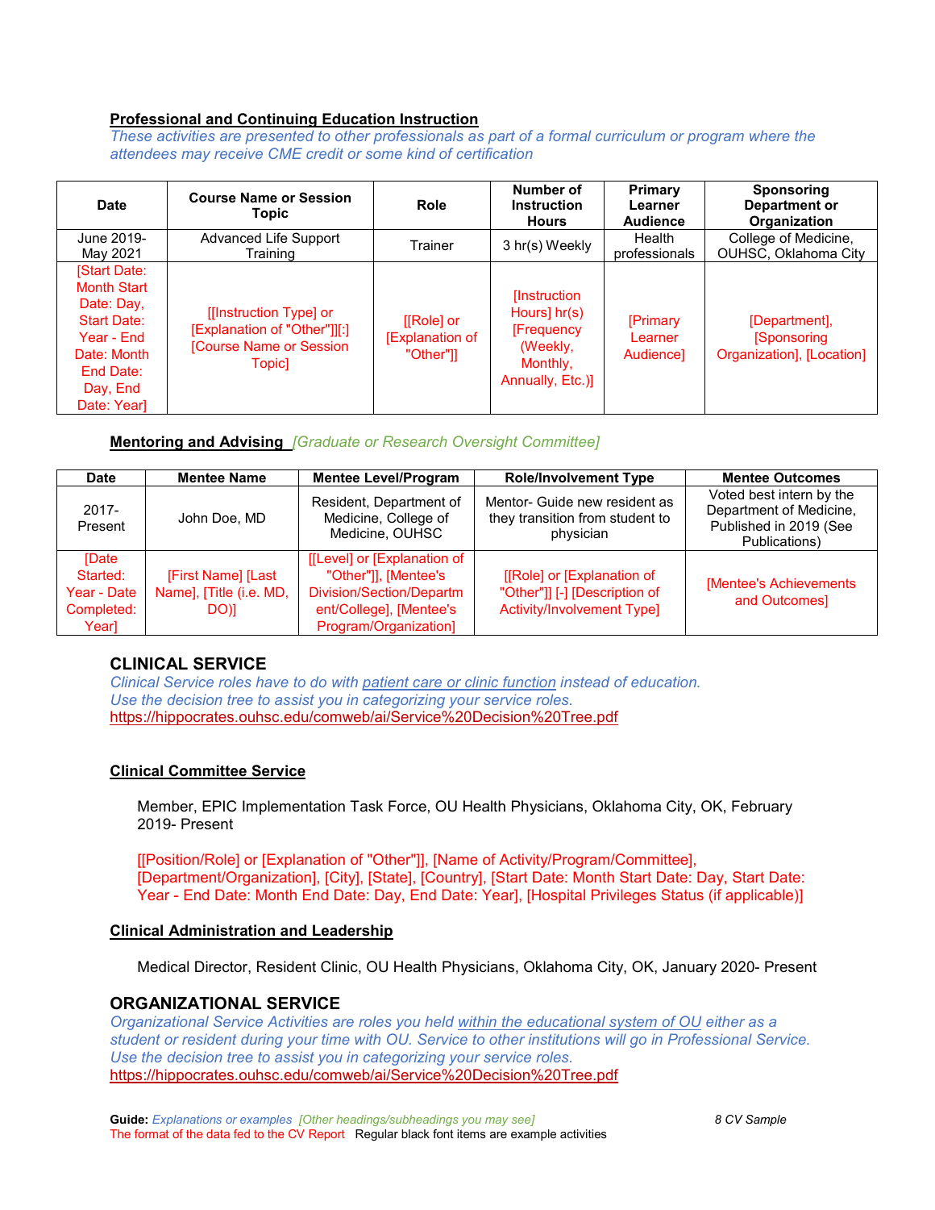**Professional and Continuing Education Instruction**

*These activities are presented to other professionals as part of a formal curriculum or program where the attendees may receive CME credit or some kind of certification*

| Date | Course Name or Session Topic | Role | Number of Instruction Hours | Primary Learner Audience | Sponsoring Department or Organization |
|---|---|---|---|---|---|
| June 2019- May 2021 | Advanced Life Support Training | Trainer | 3 hr(s) Weekly | Health professionals | College of Medicine, OUHSC, Oklahoma City |
| [Start Date: Month Start Date: Day, Start Date: Year - End Date: Month End Date: Day, End Date: Year] | [[Instruction Type] or [Explanation of "Other"]][:] [Course Name or Session Topic] | [[Role] or [Explanation of "Other"]] | [Instruction Hours] hr(s) [Frequency (Weekly, Monthly, Annually, Etc.)] | [Primary Learner Audience] | [Department], [Sponsoring Organization], [Location] |

**Mentoring and Advising** *[Graduate or Research Oversight Committee]*

| Date | Mentee Name | Mentee Level/Program | Role/Involvement Type | Mentee Outcomes |
|---|---|---|---|---|
| 2017-Present | John Doe, MD | Resident, Department of Medicine, College of Medicine, OUHSC | Mentor- Guide new resident as they transition from student to physician | Voted best intern by the Department of Medicine, Published in 2019 (See Publications) |
| [Date Started: Year - Date Completed: Year] | [First Name] [Last Name], [Title (i.e. MD, DO)] | [[Level] or [Explanation of "Other"]], [Mentee's Division/Section/Department/College], [Mentee's Program/Organization] | [[Role] or [Explanation of "Other"]] [-] [Description of Activity/Involvement Type] | [Mentee's Achievements and Outcomes] |

## CLINICAL SERVICE

*Clinical Service roles have to do with patient care or clinic function instead of education. Use the decision tree to assist you in categorizing your service roles.*
https://hippocrates.ouhsc.edu/comweb/ai/Service%20Decision%20Tree.pdf

**Clinical Committee Service**

Member, EPIC Implementation Task Force, OU Health Physicians, Oklahoma City, OK, February 2019- Present

[[Position/Role] or [Explanation of "Other"]], [Name of Activity/Program/Committee], [Department/Organization], [City], [State], [Country], [Start Date: Month Start Date: Day, Start Date: Year - End Date: Month End Date: Day, End Date: Year], [Hospital Privileges Status (if applicable)]

**Clinical Administration and Leadership**

Medical Director, Resident Clinic, OU Health Physicians, Oklahoma City, OK, January 2020- Present

## ORGANIZATIONAL SERVICE

*Organizational Service Activities are roles you held within the educational system of OU either as a student or resident during your time with OU. Service to other institutions will go in Professional Service. Use the decision tree to assist you in categorizing your service roles.*
https://hippocrates.ouhsc.edu/comweb/ai/Service%20Decision%20Tree.pdf

**Guide:** *Explanations or examples* *[Other headings/subheadings you may see]* The format of the data fed to the CV Report Regular black font items are example activities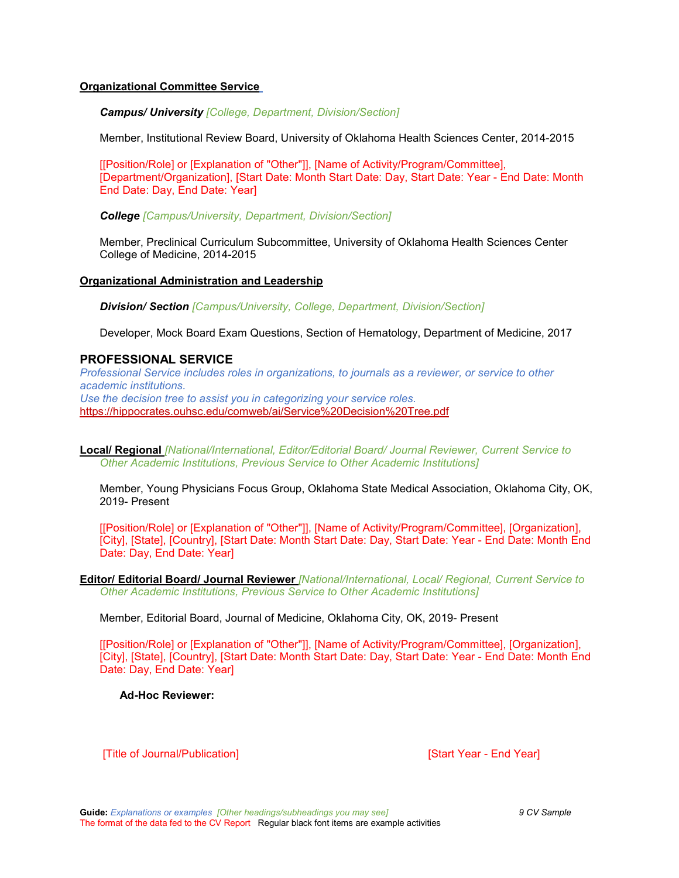**Organizational Committee Service**

*Campus/ University* *[College, Department, Division/Section]*

Member, Institutional Review Board, University of Oklahoma Health Sciences Center, 2014-2015

[[Position/Role] or [Explanation of "Other"]], [Name of Activity/Program/Committee], [Department/Organization], [Start Date: Month Start Date: Day, Start Date: Year - End Date: Month End Date: Day, End Date: Year]

*College* *[Campus/University, Department, Division/Section]*

Member, Preclinical Curriculum Subcommittee, University of Oklahoma Health Sciences Center College of Medicine, 2014-2015

**Organizational Administration and Leadership**

*Division/ Section* *[Campus/University, College, Department, Division/Section]*

Developer, Mock Board Exam Questions, Section of Hematology, Department of Medicine, 2017

## PROFESSIONAL SERVICE

*Professional Service includes roles in organizations, to journals as a reviewer, or service to other academic institutions.*
*Use the decision tree to assist you in categorizing your service roles.*
https://hippocrates.ouhsc.edu/comweb/ai/Service%20Decision%20Tree.pdf

**Local/ Regional** *[National/International, Editor/Editorial Board/ Journal Reviewer, Current Service to Other Academic Institutions, Previous Service to Other Academic Institutions]*

Member, Young Physicians Focus Group, Oklahoma State Medical Association, Oklahoma City, OK, 2019- Present

[[Position/Role] or [Explanation of "Other"]], [Name of Activity/Program/Committee], [Organization], [City], [State], [Country], [Start Date: Month Start Date: Day, Start Date: Year - End Date: Month End Date: Day, End Date: Year]

**Editor/ Editorial Board/ Journal Reviewer** *[National/International, Local/ Regional, Current Service to Other Academic Institutions, Previous Service to Other Academic Institutions]*

Member, Editorial Board, Journal of Medicine, Oklahoma City, OK, 2019- Present

[[Position/Role] or [Explanation of "Other"]], [Name of Activity/Program/Committee], [Organization], [City], [State], [Country], [Start Date: Month Start Date: Day, Start Date: Year - End Date: Month End Date: Day, End Date: Year]

**Ad-Hoc Reviewer:**

[Title of Journal/Publication] [Start Year - End Year]

**Guide:** *Explanations or examples* *[Other headings/subheadings you may see]*
The format of the data fed to the CV Report Regular black font items are example activities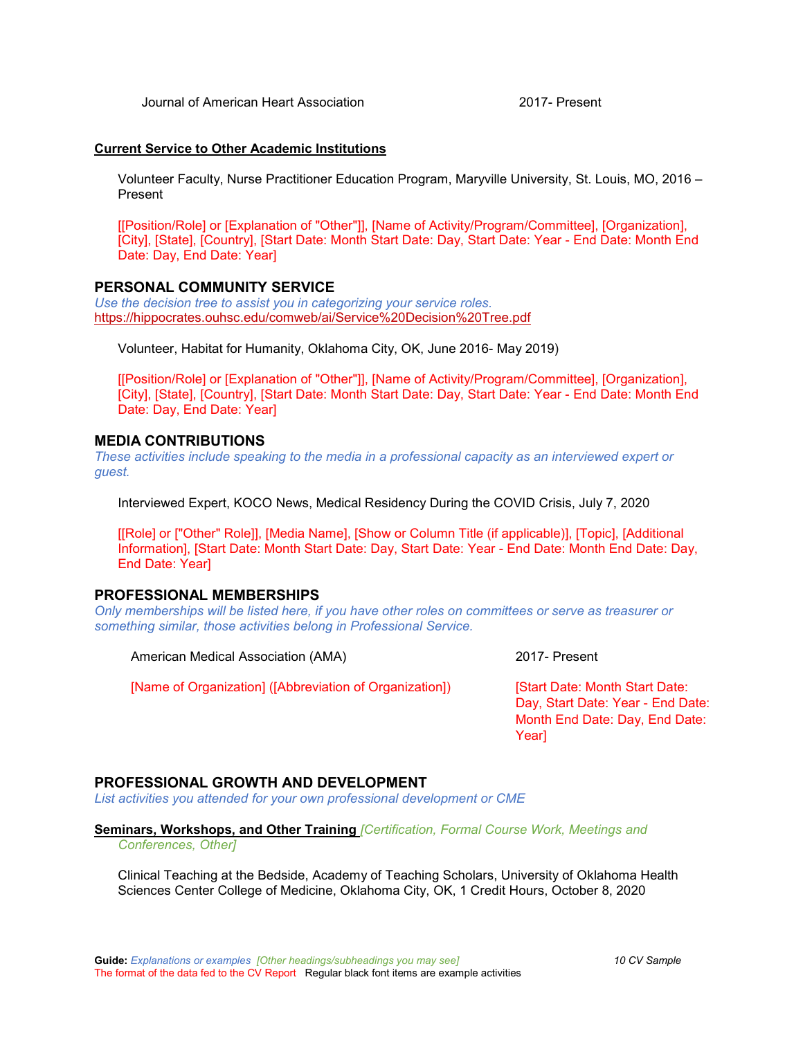Journal of American Heart Association 2017- Present

**Current Service to Other Academic Institutions**

Volunteer Faculty, Nurse Practitioner Education Program, Maryville University, St. Louis, MO, 2016 – Present

[[Position/Role] or [Explanation of "Other"]], [Name of Activity/Program/Committee], [Organization], [City], [State], [Country], [Start Date: Month Start Date: Day, Start Date: Year - End Date: Month End Date: Day, End Date: Year]

## PERSONAL COMMUNITY SERVICE

*Use the decision tree to assist you in categorizing your service roles.*
https://hippocrates.ouhsc.edu/comweb/ai/Service%20Decision%20Tree.pdf

Volunteer, Habitat for Humanity, Oklahoma City, OK, June 2016- May 2019)

[[Position/Role] or [Explanation of "Other"]], [Name of Activity/Program/Committee], [Organization], [City], [State], [Country], [Start Date: Month Start Date: Day, Start Date: Year - End Date: Month End Date: Day, End Date: Year]

## MEDIA CONTRIBUTIONS

*These activities include speaking to the media in a professional capacity as an interviewed expert or guest.*

Interviewed Expert, KOCO News, Medical Residency During the COVID Crisis, July 7, 2020

[[Role] or ["Other" Role]], [Media Name], [Show or Column Title (if applicable)], [Topic], [Additional Information], [Start Date: Month Start Date: Day, Start Date: Year - End Date: Month End Date: Day, End Date: Year]

## PROFESSIONAL MEMBERSHIPS

*Only memberships will be listed here, if you have other roles on committees or serve as treasurer or something similar, those activities belong in Professional Service.*

American Medical Association (AMA) 2017- Present

[Name of Organization] ([Abbreviation of Organization]) [Start Date: Month Start Date: Day, Start Date: Year - End Date: Month End Date: Day, End Date: Year]

## PROFESSIONAL GROWTH AND DEVELOPMENT

*List activities you attended for your own professional development or CME*

**Seminars, Workshops, and Other Training** *[Certification, Formal Course Work, Meetings and Conferences, Other]*

Clinical Teaching at the Bedside, Academy of Teaching Scholars, University of Oklahoma Health Sciences Center College of Medicine, Oklahoma City, OK, 1 Credit Hours, October 8, 2020

**Guide:** *Explanations or examples* *[Other headings/subheadings you may see]*
The format of the data fed to the CV Report Regular black font items are example activities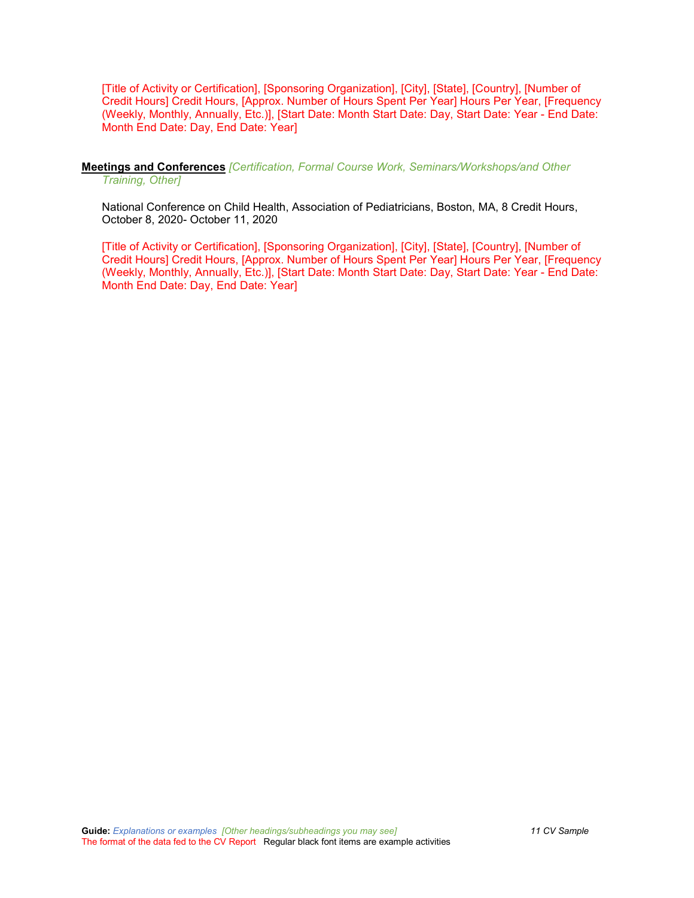[Title of Activity or Certification], [Sponsoring Organization], [City], [State], [Country], [Number of Credit Hours] Credit Hours, [Approx. Number of Hours Spent Per Year] Hours Per Year, [Frequency (Weekly, Monthly, Annually, Etc.)], [Start Date: Month Start Date: Day, Start Date: Year - End Date: Month End Date: Day, End Date: Year]

**Meetings and Conferences** *[Certification, Formal Course Work, Seminars/Workshops/and Other Training, Other]*

National Conference on Child Health, Association of Pediatricians, Boston, MA, 8 Credit Hours, October 8, 2020- October 11, 2020

[Title of Activity or Certification], [Sponsoring Organization], [City], [State], [Country], [Number of Credit Hours] Credit Hours, [Approx. Number of Hours Spent Per Year] Hours Per Year, [Frequency (Weekly, Monthly, Annually, Etc.)], [Start Date: Month Start Date: Day, Start Date: Year - End Date: Month End Date: Day, End Date: Year]

**Guide:** *Explanations or examples* *[Other headings/subheadings you may see]*
The format of the data fed to the CV Report Regular black font items are example activities